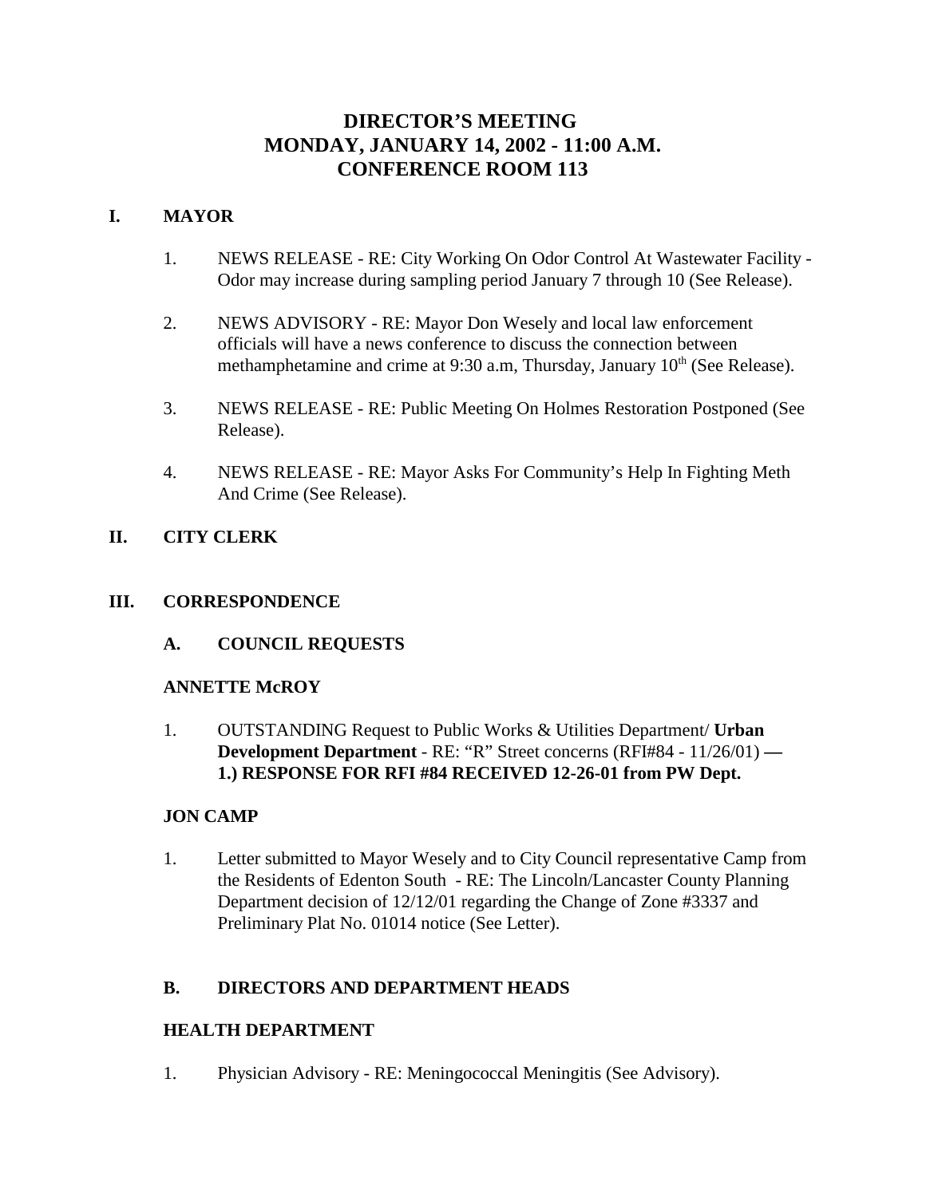# DIRECTOR'S MEETING
# MONDAY, JANUARY 14, 2002 - 11:00 A.M.
# CONFERENCE ROOM 113

## I. MAYOR

1. NEWS RELEASE - RE: City Working On Odor Control At Wastewater Facility - Odor may increase during sampling period January 7 through 10 (See Release).

2. NEWS ADVISORY - RE: Mayor Don Wesely and local law enforcement officials will have a news conference to discuss the connection between methamphetamine and crime at 9:30 a.m, Thursday, January 10th (See Release).

3. NEWS RELEASE - RE: Public Meeting On Holmes Restoration Postponed (See Release).

4. NEWS RELEASE - RE: Mayor Asks For Community's Help In Fighting Meth And Crime (See Release).

## II. CITY CLERK

## III. CORRESPONDENCE

### A. COUNCIL REQUESTS

**ANNETTE McROY**

1. OUTSTANDING Request to Public Works & Utilities Department/ **Urban Development Department** - RE: "R" Street concerns (RFI#84 - 11/26/01) **— 1.) RESPONSE FOR RFI #84 RECEIVED 12-26-01 from PW Dept.**

**JON CAMP**

1. Letter submitted to Mayor Wesely and to City Council representative Camp from the Residents of Edenton South - RE: The Lincoln/Lancaster County Planning Department decision of 12/12/01 regarding the Change of Zone #3337 and Preliminary Plat No. 01014 notice (See Letter).

### B. DIRECTORS AND DEPARTMENT HEADS

**HEALTH DEPARTMENT**

1. Physician Advisory - RE: Meningococcal Meningitis (See Advisory).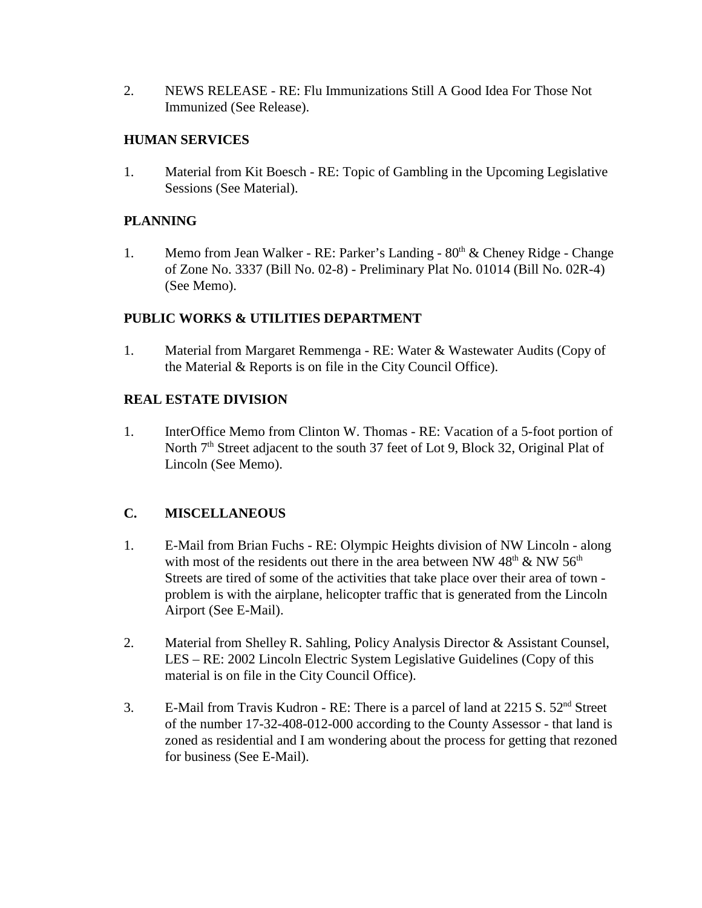2. NEWS RELEASE - RE: Flu Immunizations Still A Good Idea For Those Not Immunized (See Release).

**HUMAN SERVICES**

1. Material from Kit Boesch - RE: Topic of Gambling in the Upcoming Legislative Sessions (See Material).

**PLANNING**

1. Memo from Jean Walker - RE: Parker's Landing - 80th & Cheney Ridge - Change of Zone No. 3337 (Bill No. 02-8) - Preliminary Plat No. 01014 (Bill No. 02R-4) (See Memo).

**PUBLIC WORKS & UTILITIES DEPARTMENT**

1. Material from Margaret Remmenga - RE: Water & Wastewater Audits (Copy of the Material & Reports is on file in the City Council Office).

**REAL ESTATE DIVISION**

1. InterOffice Memo from Clinton W. Thomas - RE: Vacation of a 5-foot portion of North 7th Street adjacent to the south 37 feet of Lot 9, Block 32, Original Plat of Lincoln (See Memo).

## C. MISCELLANEOUS

1. E-Mail from Brian Fuchs - RE: Olympic Heights division of NW Lincoln - along with most of the residents out there in the area between NW 48th & NW 56th Streets are tired of some of the activities that take place over their area of town - problem is with the airplane, helicopter traffic that is generated from the Lincoln Airport (See E-Mail).

2. Material from Shelley R. Sahling, Policy Analysis Director & Assistant Counsel, LES – RE: 2002 Lincoln Electric System Legislative Guidelines (Copy of this material is on file in the City Council Office).

3. E-Mail from Travis Kudron - RE: There is a parcel of land at 2215 S. 52nd Street of the number 17-32-408-012-000 according to the County Assessor - that land is zoned as residential and I am wondering about the process for getting that rezoned for business (See E-Mail).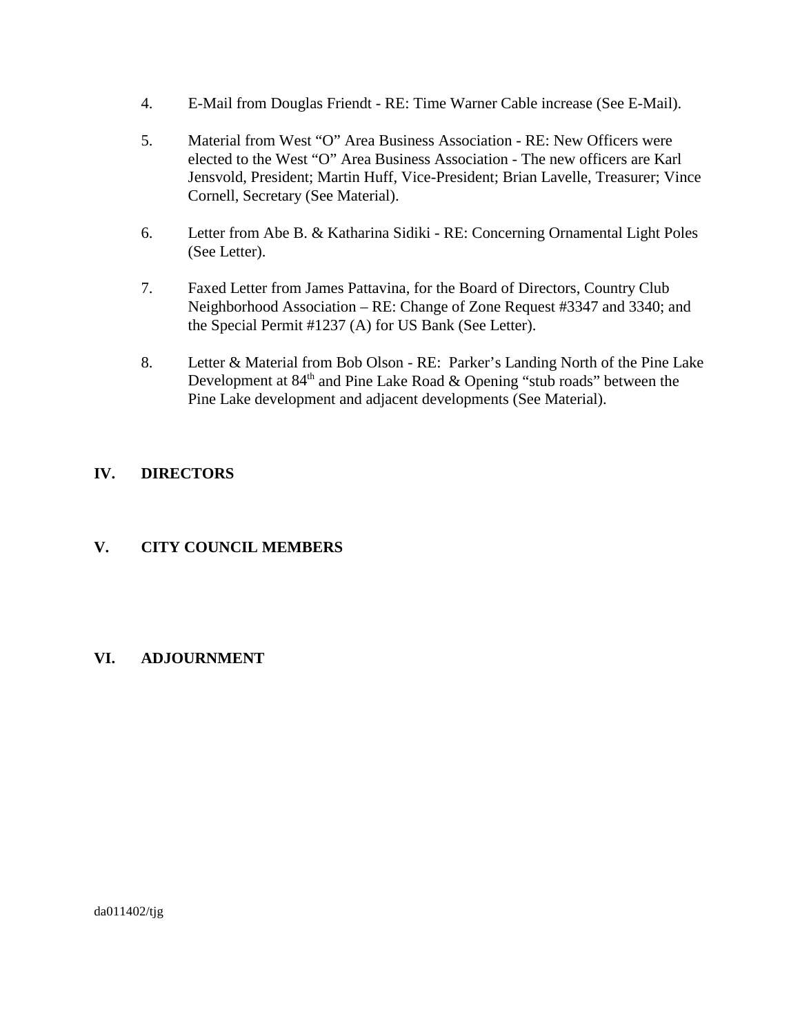4. E-Mail from Douglas Friendt - RE: Time Warner Cable increase (See E-Mail).

5. Material from West "O" Area Business Association - RE: New Officers were elected to the West "O" Area Business Association - The new officers are Karl Jensvold, President; Martin Huff, Vice-President; Brian Lavelle, Treasurer; Vince Cornell, Secretary (See Material).

6. Letter from Abe B. & Katharina Sidiki - RE: Concerning Ornamental Light Poles (See Letter).

7. Faxed Letter from James Pattavina, for the Board of Directors, Country Club Neighborhood Association – RE: Change of Zone Request #3347 and 3340; and the Special Permit #1237 (A) for US Bank (See Letter).

8. Letter & Material from Bob Olson - RE: Parker's Landing North of the Pine Lake Development at 84th and Pine Lake Road & Opening "stub roads" between the Pine Lake development and adjacent developments (See Material).

## IV. DIRECTORS

## V. CITY COUNCIL MEMBERS

## VI. ADJOURNMENT

da011402/tjg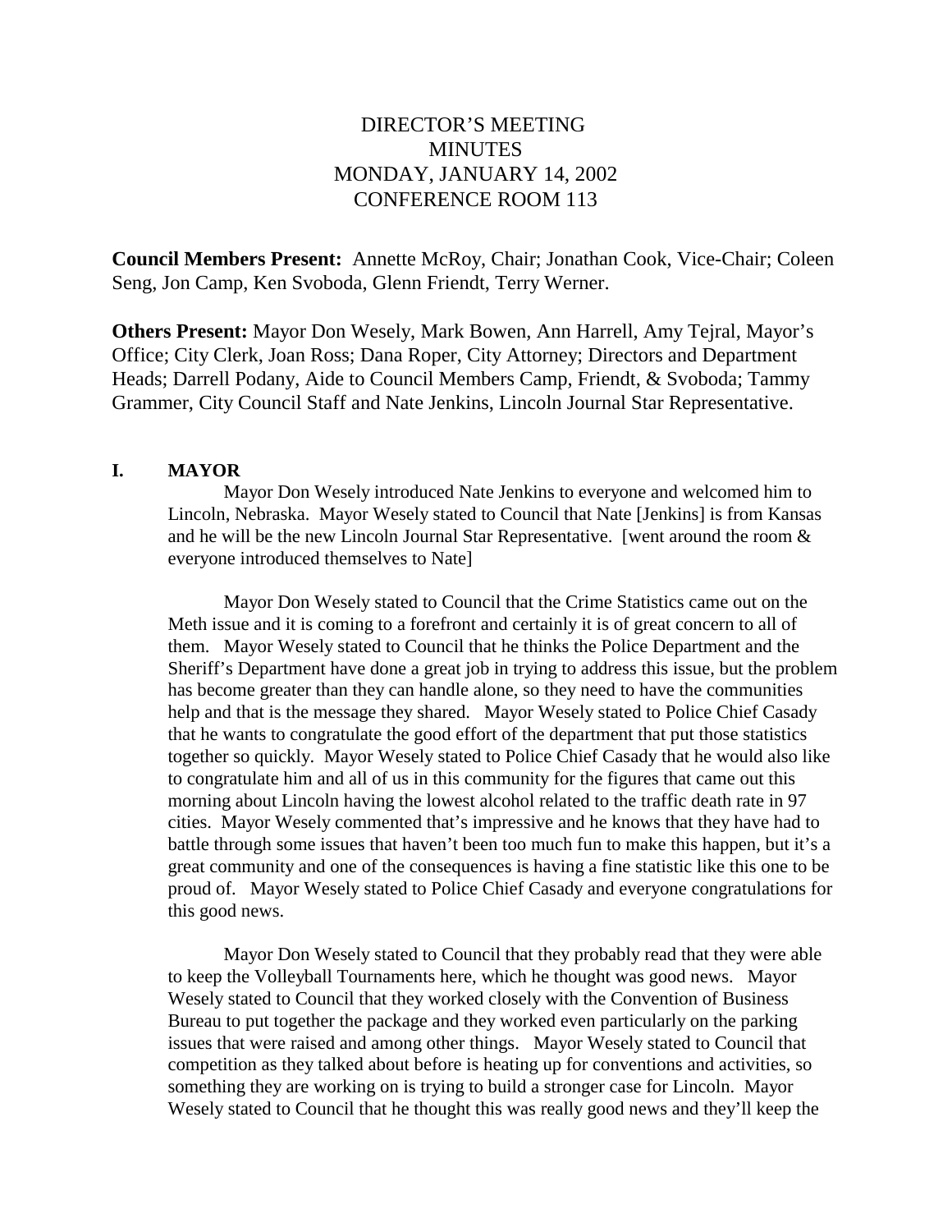# DIRECTOR'S MEETING
# MINUTES
# MONDAY, JANUARY 14, 2002
# CONFERENCE ROOM 113

**Council Members Present:** Annette McRoy, Chair; Jonathan Cook, Vice-Chair; Coleen Seng, Jon Camp, Ken Svoboda, Glenn Friendt, Terry Werner.

**Others Present:** Mayor Don Wesely, Mark Bowen, Ann Harrell, Amy Tejral, Mayor's Office; City Clerk, Joan Ross; Dana Roper, City Attorney; Directors and Department Heads; Darrell Podany, Aide to Council Members Camp, Friendt, & Svoboda; Tammy Grammer, City Council Staff and Nate Jenkins, Lincoln Journal Star Representative.

## I. MAYOR

Mayor Don Wesely introduced Nate Jenkins to everyone and welcomed him to Lincoln, Nebraska. Mayor Wesely stated to Council that Nate [Jenkins] is from Kansas and he will be the new Lincoln Journal Star Representative. [went around the room & everyone introduced themselves to Nate]

Mayor Don Wesely stated to Council that the Crime Statistics came out on the Meth issue and it is coming to a forefront and certainly it is of great concern to all of them. Mayor Wesely stated to Council that he thinks the Police Department and the Sheriff's Department have done a great job in trying to address this issue, but the problem has become greater than they can handle alone, so they need to have the communities help and that is the message they shared. Mayor Wesely stated to Police Chief Casady that he wants to congratulate the good effort of the department that put those statistics together so quickly. Mayor Wesely stated to Police Chief Casady that he would also like to congratulate him and all of us in this community for the figures that came out this morning about Lincoln having the lowest alcohol related to the traffic death rate in 97 cities. Mayor Wesely commented that's impressive and he knows that they have had to battle through some issues that haven't been too much fun to make this happen, but it's a great community and one of the consequences is having a fine statistic like this one to be proud of. Mayor Wesely stated to Police Chief Casady and everyone congratulations for this good news.

Mayor Don Wesely stated to Council that they probably read that they were able to keep the Volleyball Tournaments here, which he thought was good news. Mayor Wesely stated to Council that they worked closely with the Convention of Business Bureau to put together the package and they worked even particularly on the parking issues that were raised and among other things. Mayor Wesely stated to Council that competition as they talked about before is heating up for conventions and activities, so something they are working on is trying to build a stronger case for Lincoln. Mayor Wesely stated to Council that he thought this was really good news and they'll keep the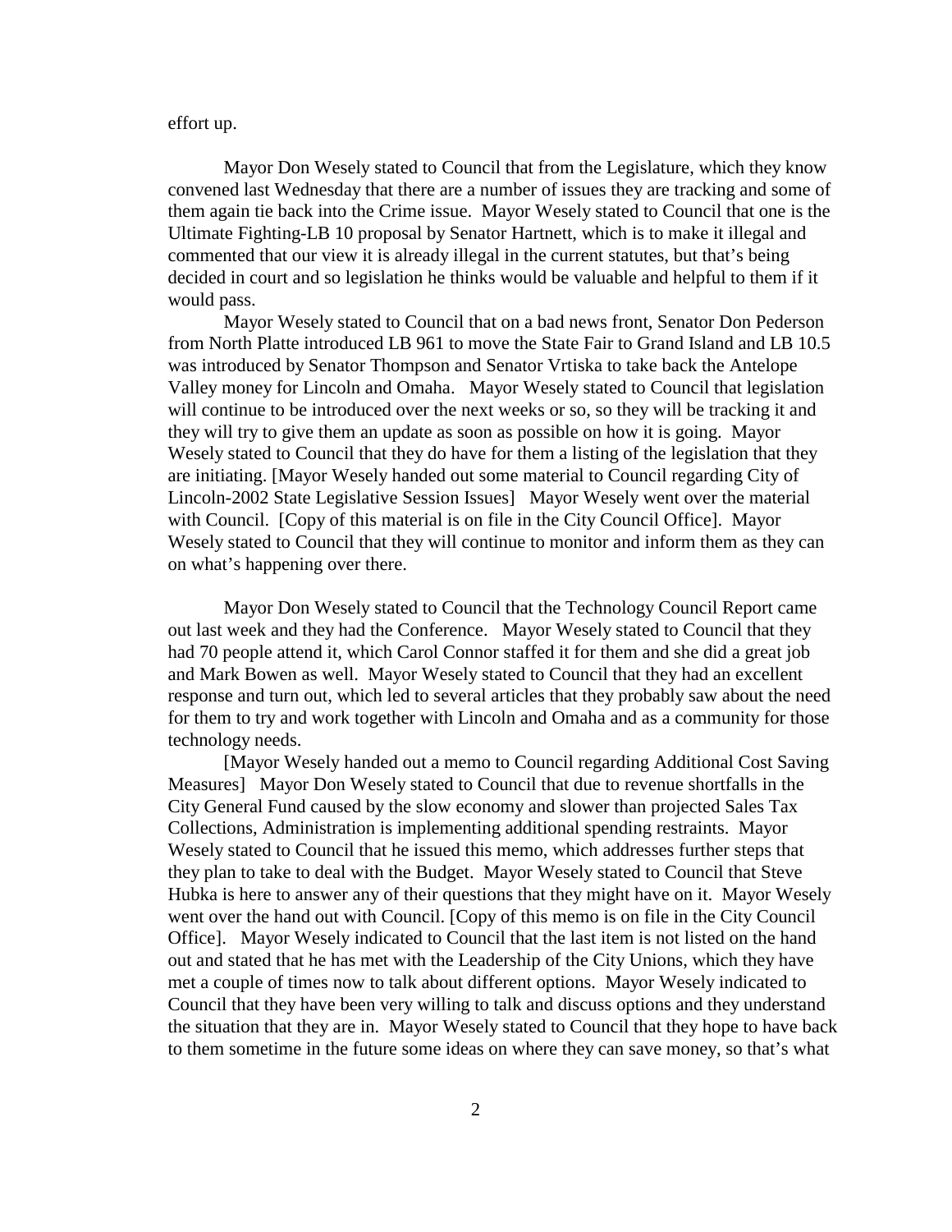effort up.

Mayor Don Wesely stated to Council that from the Legislature, which they know convened last Wednesday that there are a number of issues they are tracking and some of them again tie back into the Crime issue. Mayor Wesely stated to Council that one is the Ultimate Fighting-LB 10 proposal by Senator Hartnett, which is to make it illegal and commented that our view it is already illegal in the current statutes, but that's being decided in court and so legislation he thinks would be valuable and helpful to them if it would pass.

Mayor Wesely stated to Council that on a bad news front, Senator Don Pederson from North Platte introduced LB 961 to move the State Fair to Grand Island and LB 10.5 was introduced by Senator Thompson and Senator Vrtiska to take back the Antelope Valley money for Lincoln and Omaha. Mayor Wesely stated to Council that legislation will continue to be introduced over the next weeks or so, so they will be tracking it and they will try to give them an update as soon as possible on how it is going. Mayor Wesely stated to Council that they do have for them a listing of the legislation that they are initiating. [Mayor Wesely handed out some material to Council regarding City of Lincoln-2002 State Legislative Session Issues] Mayor Wesely went over the material with Council. [Copy of this material is on file in the City Council Office]. Mayor Wesely stated to Council that they will continue to monitor and inform them as they can on what's happening over there.

Mayor Don Wesely stated to Council that the Technology Council Report came out last week and they had the Conference. Mayor Wesely stated to Council that they had 70 people attend it, which Carol Connor staffed it for them and she did a great job and Mark Bowen as well. Mayor Wesely stated to Council that they had an excellent response and turn out, which led to several articles that they probably saw about the need for them to try and work together with Lincoln and Omaha and as a community for those technology needs.

[Mayor Wesely handed out a memo to Council regarding Additional Cost Saving Measures] Mayor Don Wesely stated to Council that due to revenue shortfalls in the City General Fund caused by the slow economy and slower than projected Sales Tax Collections, Administration is implementing additional spending restraints. Mayor Wesely stated to Council that he issued this memo, which addresses further steps that they plan to take to deal with the Budget. Mayor Wesely stated to Council that Steve Hubka is here to answer any of their questions that they might have on it. Mayor Wesely went over the hand out with Council. [Copy of this memo is on file in the City Council Office]. Mayor Wesely indicated to Council that the last item is not listed on the hand out and stated that he has met with the Leadership of the City Unions, which they have met a couple of times now to talk about different options. Mayor Wesely indicated to Council that they have been very willing to talk and discuss options and they understand the situation that they are in. Mayor Wesely stated to Council that they hope to have back to them sometime in the future some ideas on where they can save money, so that's what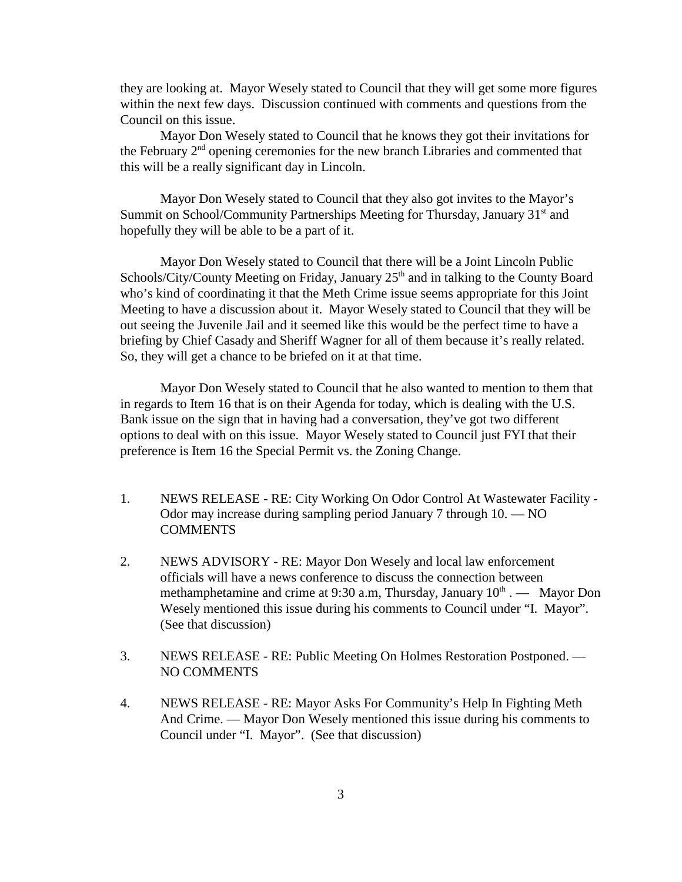they are looking at. Mayor Wesely stated to Council that they will get some more figures within the next few days. Discussion continued with comments and questions from the Council on this issue.

Mayor Don Wesely stated to Council that he knows they got their invitations for the February 2nd opening ceremonies for the new branch Libraries and commented that this will be a really significant day in Lincoln.

Mayor Don Wesely stated to Council that they also got invites to the Mayor's Summit on School/Community Partnerships Meeting for Thursday, January 31st and hopefully they will be able to be a part of it.

Mayor Don Wesely stated to Council that there will be a Joint Lincoln Public Schools/City/County Meeting on Friday, January 25th and in talking to the County Board who's kind of coordinating it that the Meth Crime issue seems appropriate for this Joint Meeting to have a discussion about it. Mayor Wesely stated to Council that they will be out seeing the Juvenile Jail and it seemed like this would be the perfect time to have a briefing by Chief Casady and Sheriff Wagner for all of them because it's really related. So, they will get a chance to be briefed on it at that time.

Mayor Don Wesely stated to Council that he also wanted to mention to them that in regards to Item 16 that is on their Agenda for today, which is dealing with the U.S. Bank issue on the sign that in having had a conversation, they've got two different options to deal with on this issue. Mayor Wesely stated to Council just FYI that their preference is Item 16 the Special Permit vs. the Zoning Change.

1. NEWS RELEASE - RE: City Working On Odor Control At Wastewater Facility - Odor may increase during sampling period January 7 through 10. — NO COMMENTS

2. NEWS ADVISORY - RE: Mayor Don Wesely and local law enforcement officials will have a news conference to discuss the connection between methamphetamine and crime at 9:30 a.m, Thursday, January 10th . — Mayor Don Wesely mentioned this issue during his comments to Council under "I. Mayor". (See that discussion)

3. NEWS RELEASE - RE: Public Meeting On Holmes Restoration Postponed. — NO COMMENTS

4. NEWS RELEASE - RE: Mayor Asks For Community's Help In Fighting Meth And Crime. — Mayor Don Wesely mentioned this issue during his comments to Council under "I. Mayor". (See that discussion)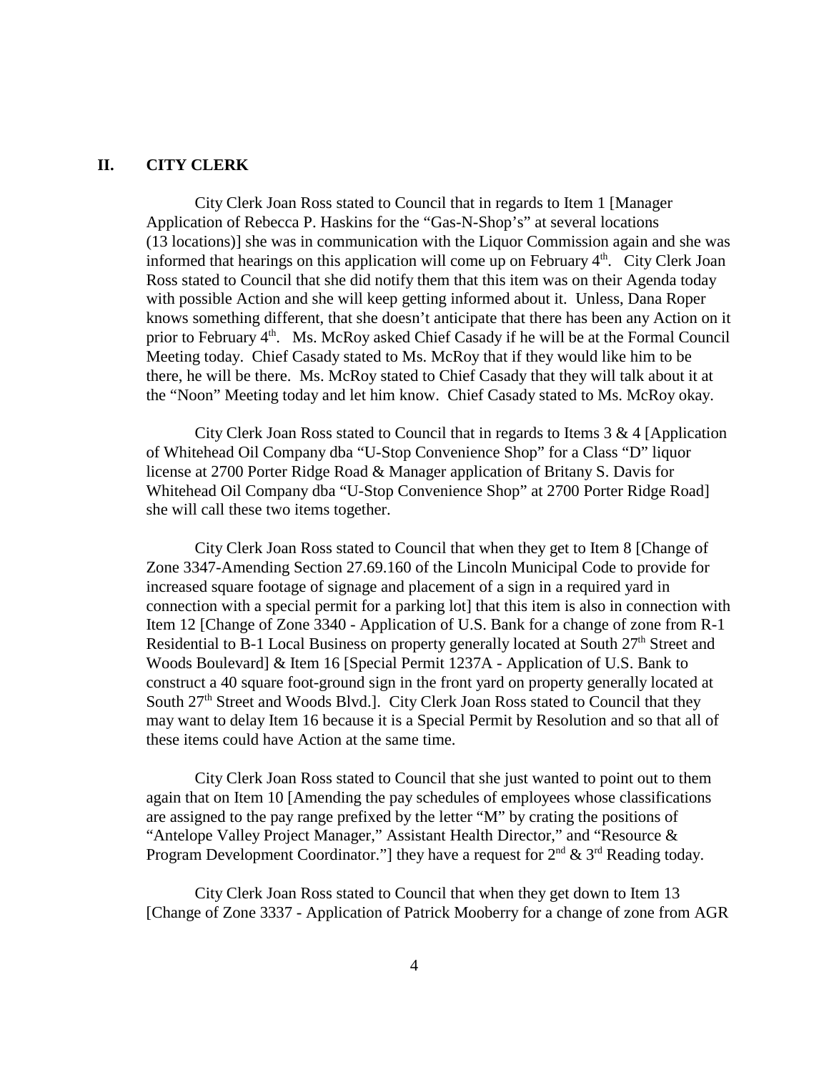## II. CITY CLERK

City Clerk Joan Ross stated to Council that in regards to Item 1 [Manager Application of Rebecca P. Haskins for the "Gas-N-Shop's" at several locations (13 locations)] she was in communication with the Liquor Commission again and she was informed that hearings on this application will come up on February 4th. City Clerk Joan Ross stated to Council that she did notify them that this item was on their Agenda today with possible Action and she will keep getting informed about it. Unless, Dana Roper knows something different, that she doesn't anticipate that there has been any Action on it prior to February 4th. Ms. McRoy asked Chief Casady if he will be at the Formal Council Meeting today. Chief Casady stated to Ms. McRoy that if they would like him to be there, he will be there. Ms. McRoy stated to Chief Casady that they will talk about it at the "Noon" Meeting today and let him know. Chief Casady stated to Ms. McRoy okay.

City Clerk Joan Ross stated to Council that in regards to Items 3 & 4 [Application of Whitehead Oil Company dba "U-Stop Convenience Shop" for a Class "D" liquor license at 2700 Porter Ridge Road & Manager application of Britany S. Davis for Whitehead Oil Company dba "U-Stop Convenience Shop" at 2700 Porter Ridge Road] she will call these two items together.

City Clerk Joan Ross stated to Council that when they get to Item 8 [Change of Zone 3347-Amending Section 27.69.160 of the Lincoln Municipal Code to provide for increased square footage of signage and placement of a sign in a required yard in connection with a special permit for a parking lot] that this item is also in connection with Item 12 [Change of Zone 3340 - Application of U.S. Bank for a change of zone from R-1 Residential to B-1 Local Business on property generally located at South 27th Street and Woods Boulevard] & Item 16 [Special Permit 1237A - Application of U.S. Bank to construct a 40 square foot-ground sign in the front yard on property generally located at South 27th Street and Woods Blvd.]. City Clerk Joan Ross stated to Council that they may want to delay Item 16 because it is a Special Permit by Resolution and so that all of these items could have Action at the same time.

City Clerk Joan Ross stated to Council that she just wanted to point out to them again that on Item 10 [Amending the pay schedules of employees whose classifications are assigned to the pay range prefixed by the letter "M" by crating the positions of "Antelope Valley Project Manager," Assistant Health Director," and "Resource & Program Development Coordinator."] they have a request for 2nd & 3rd Reading today.

City Clerk Joan Ross stated to Council that when they get down to Item 13 [Change of Zone 3337 - Application of Patrick Mooberry for a change of zone from AGR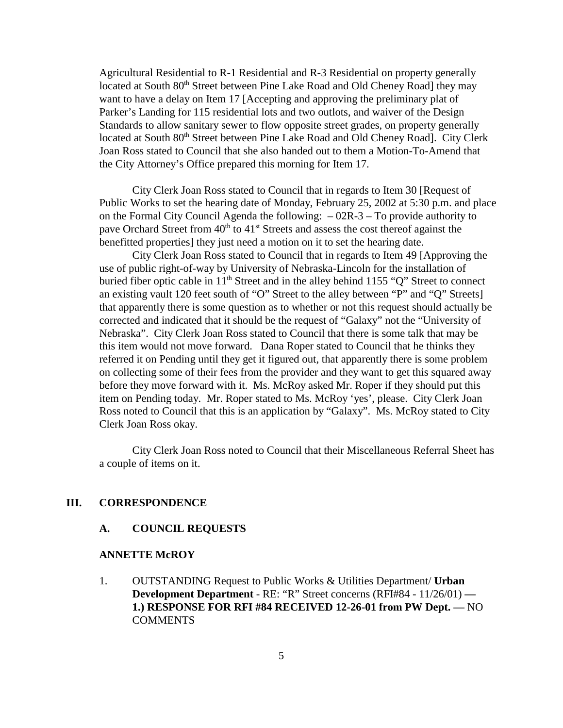Agricultural Residential to R-1 Residential and R-3 Residential on property generally located at South 80th Street between Pine Lake Road and Old Cheney Road] they may want to have a delay on Item 17 [Accepting and approving the preliminary plat of Parker's Landing for 115 residential lots and two outlots, and waiver of the Design Standards to allow sanitary sewer to flow opposite street grades, on property generally located at South 80th Street between Pine Lake Road and Old Cheney Road]. City Clerk Joan Ross stated to Council that she also handed out to them a Motion-To-Amend that the City Attorney's Office prepared this morning for Item 17.

City Clerk Joan Ross stated to Council that in regards to Item 30 [Request of Public Works to set the hearing date of Monday, February 25, 2002 at 5:30 p.m. and place on the Formal City Council Agenda the following: – 02R-3 – To provide authority to pave Orchard Street from 40th to 41st Streets and assess the cost thereof against the benefitted properties] they just need a motion on it to set the hearing date.

City Clerk Joan Ross stated to Council that in regards to Item 49 [Approving the use of public right-of-way by University of Nebraska-Lincoln for the installation of buried fiber optic cable in 11th Street and in the alley behind 1155 "Q" Street to connect an existing vault 120 feet south of "O" Street to the alley between "P" and "Q" Streets] that apparently there is some question as to whether or not this request should actually be corrected and indicated that it should be the request of "Galaxy" not the "University of Nebraska". City Clerk Joan Ross stated to Council that there is some talk that may be this item would not move forward. Dana Roper stated to Council that he thinks they referred it on Pending until they get it figured out, that apparently there is some problem on collecting some of their fees from the provider and they want to get this squared away before they move forward with it. Ms. McRoy asked Mr. Roper if they should put this item on Pending today. Mr. Roper stated to Ms. McRoy 'yes', please. City Clerk Joan Ross noted to Council that this is an application by "Galaxy". Ms. McRoy stated to City Clerk Joan Ross okay.

City Clerk Joan Ross noted to Council that their Miscellaneous Referral Sheet has a couple of items on it.

## III. CORRESPONDENCE

### A. COUNCIL REQUESTS

#### ANNETTE McROY

1. OUTSTANDING Request to Public Works & Utilities Department/ **Urban Development Department** - RE: "R" Street concerns (RFI#84 - 11/26/01) **— 1.) RESPONSE FOR RFI #84 RECEIVED 12-26-01 from PW Dept. —** NO COMMENTS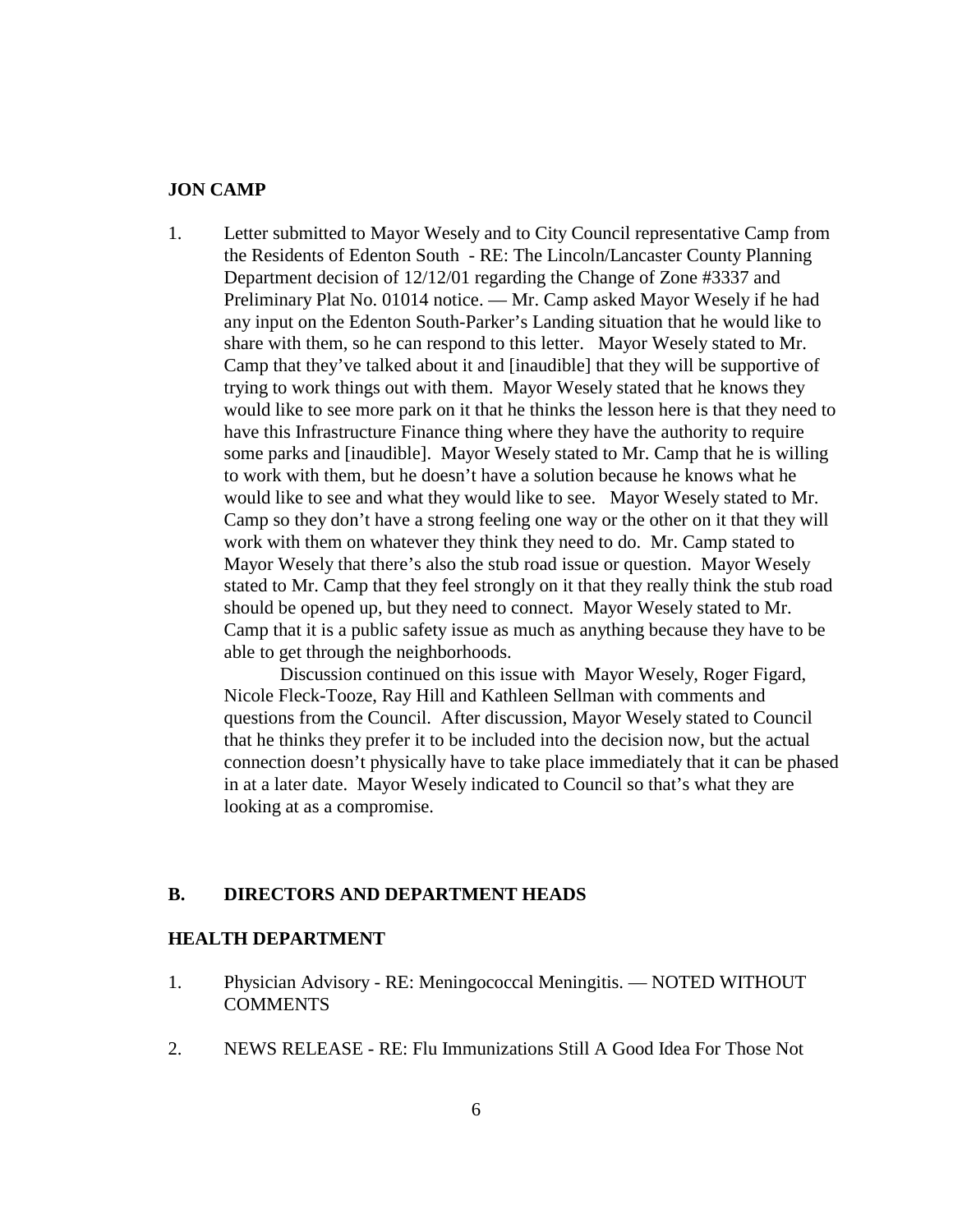**JON CAMP**

1. Letter submitted to Mayor Wesely and to City Council representative Camp from the Residents of Edenton South - RE: The Lincoln/Lancaster County Planning Department decision of 12/12/01 regarding the Change of Zone #3337 and Preliminary Plat No. 01014 notice. — Mr. Camp asked Mayor Wesely if he had any input on the Edenton South-Parker's Landing situation that he would like to share with them, so he can respond to this letter. Mayor Wesely stated to Mr. Camp that they've talked about it and [inaudible] that they will be supportive of trying to work things out with them. Mayor Wesely stated that he knows they would like to see more park on it that he thinks the lesson here is that they need to have this Infrastructure Finance thing where they have the authority to require some parks and [inaudible]. Mayor Wesely stated to Mr. Camp that he is willing to work with them, but he doesn't have a solution because he knows what he would like to see and what they would like to see. Mayor Wesely stated to Mr. Camp so they don't have a strong feeling one way or the other on it that they will work with them on whatever they think they need to do. Mr. Camp stated to Mayor Wesely that there's also the stub road issue or question. Mayor Wesely stated to Mr. Camp that they feel strongly on it that they really think the stub road should be opened up, but they need to connect. Mayor Wesely stated to Mr. Camp that it is a public safety issue as much as anything because they have to be able to get through the neighborhoods.

   Discussion continued on this issue with Mayor Wesely, Roger Figard, Nicole Fleck-Tooze, Ray Hill and Kathleen Sellman with comments and questions from the Council. After discussion, Mayor Wesely stated to Council that he thinks they prefer it to be included into the decision now, but the actual connection doesn't physically have to take place immediately that it can be phased in at a later date. Mayor Wesely indicated to Council so that's what they are looking at as a compromise.

**B. DIRECTORS AND DEPARTMENT HEADS**

**HEALTH DEPARTMENT**

1. Physician Advisory - RE: Meningococcal Meningitis. — NOTED WITHOUT COMMENTS

2. NEWS RELEASE - RE: Flu Immunizations Still A Good Idea For Those Not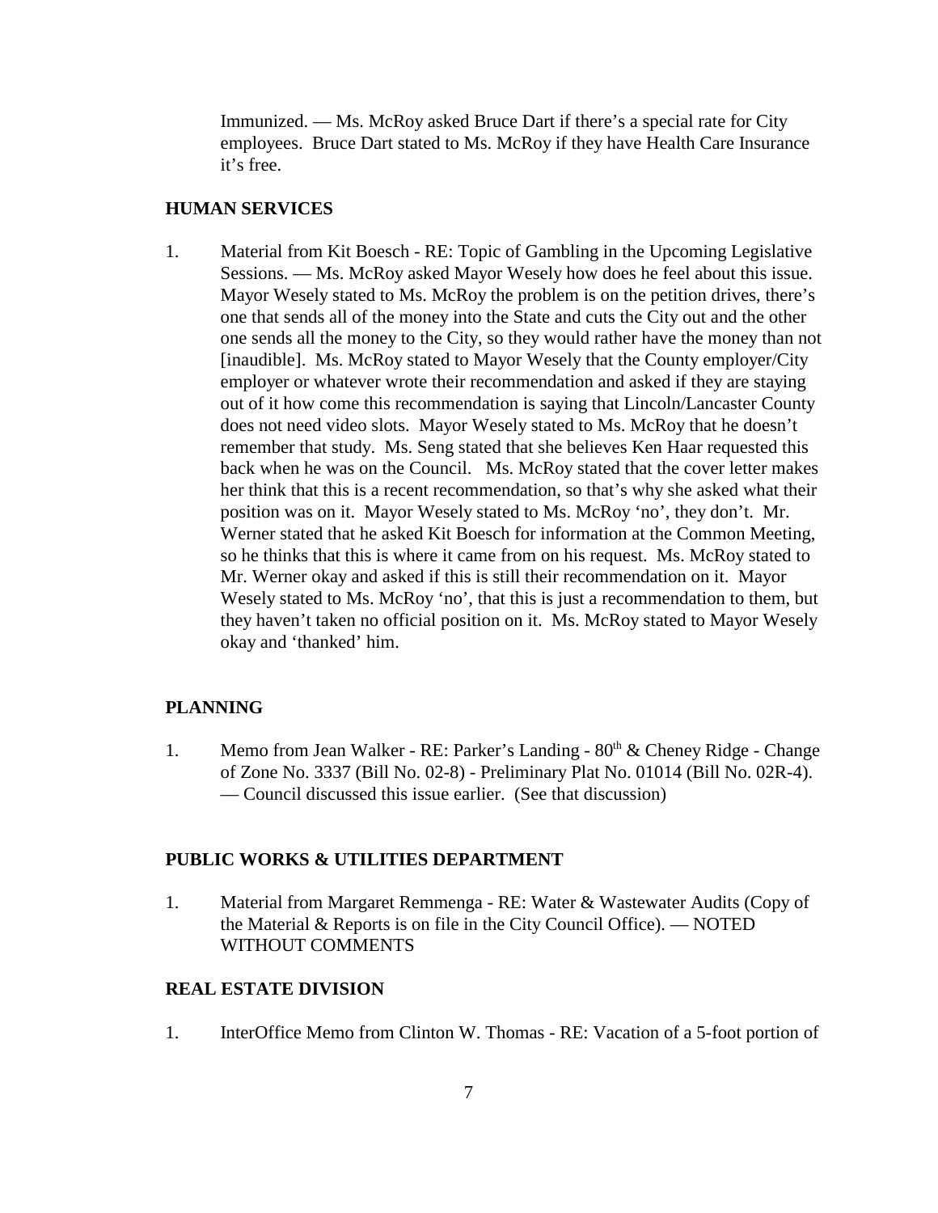Immunized. — Ms. McRoy asked Bruce Dart if there's a special rate for City employees. Bruce Dart stated to Ms. McRoy if they have Health Care Insurance it's free.

**HUMAN SERVICES**

1. Material from Kit Boesch - RE: Topic of Gambling in the Upcoming Legislative Sessions. — Ms. McRoy asked Mayor Wesely how does he feel about this issue. Mayor Wesely stated to Ms. McRoy the problem is on the petition drives, there's one that sends all of the money into the State and cuts the City out and the other one sends all the money to the City, so they would rather have the money than not [inaudible]. Ms. McRoy stated to Mayor Wesely that the County employer/City employer or whatever wrote their recommendation and asked if they are staying out of it how come this recommendation is saying that Lincoln/Lancaster County does not need video slots. Mayor Wesely stated to Ms. McRoy that he doesn't remember that study. Ms. Seng stated that she believes Ken Haar requested this back when he was on the Council. Ms. McRoy stated that the cover letter makes her think that this is a recent recommendation, so that's why she asked what their position was on it. Mayor Wesely stated to Ms. McRoy 'no', they don't. Mr. Werner stated that he asked Kit Boesch for information at the Common Meeting, so he thinks that this is where it came from on his request. Ms. McRoy stated to Mr. Werner okay and asked if this is still their recommendation on it. Mayor Wesely stated to Ms. McRoy 'no', that this is just a recommendation to them, but they haven't taken no official position on it. Ms. McRoy stated to Mayor Wesely okay and 'thanked' him.

**PLANNING**

1. Memo from Jean Walker - RE: Parker's Landing - 80th & Cheney Ridge - Change of Zone No. 3337 (Bill No. 02-8) - Preliminary Plat No. 01014 (Bill No. 02R-4). — Council discussed this issue earlier. (See that discussion)

**PUBLIC WORKS & UTILITIES DEPARTMENT**

1. Material from Margaret Remmenga - RE: Water & Wastewater Audits (Copy of the Material & Reports is on file in the City Council Office). — NOTED WITHOUT COMMENTS

**REAL ESTATE DIVISION**

1. InterOffice Memo from Clinton W. Thomas - RE: Vacation of a 5-foot portion of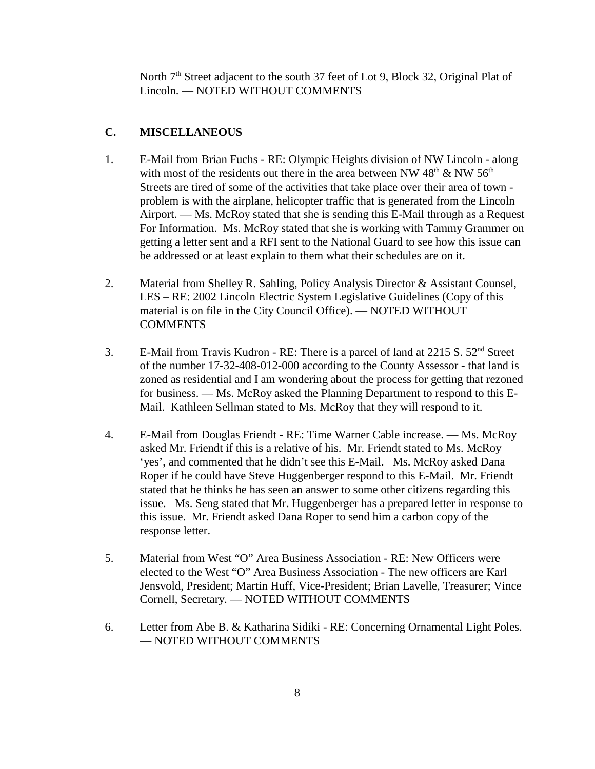North 7th Street adjacent to the south 37 feet of Lot 9, Block 32, Original Plat of Lincoln. — NOTED WITHOUT COMMENTS

## C. MISCELLANEOUS

1. E-Mail from Brian Fuchs - RE: Olympic Heights division of NW Lincoln - along with most of the residents out there in the area between NW 48th & NW 56th Streets are tired of some of the activities that take place over their area of town - problem is with the airplane, helicopter traffic that is generated from the Lincoln Airport. — Ms. McRoy stated that she is sending this E-Mail through as a Request For Information. Ms. McRoy stated that she is working with Tammy Grammer on getting a letter sent and a RFI sent to the National Guard to see how this issue can be addressed or at least explain to them what their schedules are on it.

2. Material from Shelley R. Sahling, Policy Analysis Director & Assistant Counsel, LES – RE: 2002 Lincoln Electric System Legislative Guidelines (Copy of this material is on file in the City Council Office). — NOTED WITHOUT COMMENTS

3. E-Mail from Travis Kudron - RE: There is a parcel of land at 2215 S. 52nd Street of the number 17-32-408-012-000 according to the County Assessor - that land is zoned as residential and I am wondering about the process for getting that rezoned for business. — Ms. McRoy asked the Planning Department to respond to this E-Mail. Kathleen Sellman stated to Ms. McRoy that they will respond to it.

4. E-Mail from Douglas Friendt - RE: Time Warner Cable increase. — Ms. McRoy asked Mr. Friendt if this is a relative of his. Mr. Friendt stated to Ms. McRoy 'yes', and commented that he didn't see this E-Mail. Ms. McRoy asked Dana Roper if he could have Steve Huggenberger respond to this E-Mail. Mr. Friendt stated that he thinks he has seen an answer to some other citizens regarding this issue. Ms. Seng stated that Mr. Huggenberger has a prepared letter in response to this issue. Mr. Friendt asked Dana Roper to send him a carbon copy of the response letter.

5. Material from West "O" Area Business Association - RE: New Officers were elected to the West "O" Area Business Association - The new officers are Karl Jensvold, President; Martin Huff, Vice-President; Brian Lavelle, Treasurer; Vince Cornell, Secretary. — NOTED WITHOUT COMMENTS

6. Letter from Abe B. & Katharina Sidiki - RE: Concerning Ornamental Light Poles. — NOTED WITHOUT COMMENTS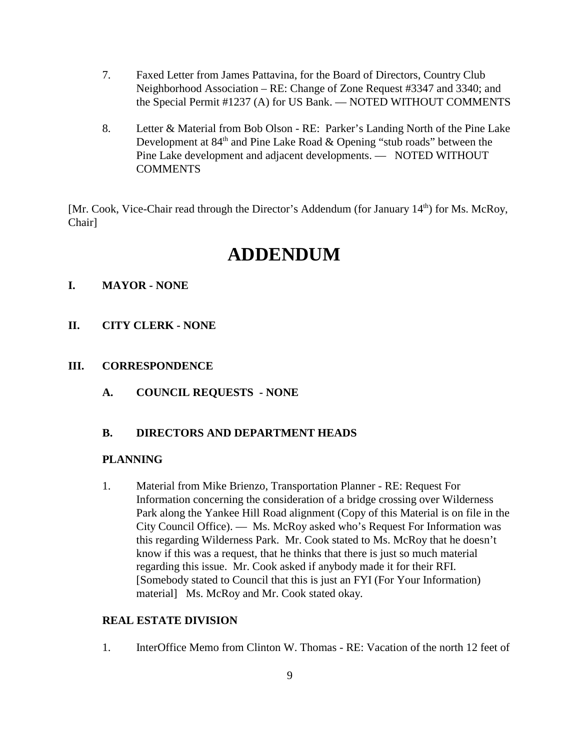7. Faxed Letter from James Pattavina, for the Board of Directors, Country Club Neighborhood Association – RE: Change of Zone Request #3347 and 3340; and the Special Permit #1237 (A) for US Bank. — NOTED WITHOUT COMMENTS

8. Letter & Material from Bob Olson - RE: Parker's Landing North of the Pine Lake Development at 84th and Pine Lake Road & Opening "stub roads" between the Pine Lake development and adjacent developments. — NOTED WITHOUT COMMENTS

[Mr. Cook, Vice-Chair read through the Director's Addendum (for January 14th) for Ms. McRoy, Chair]

# ADDENDUM

**I. MAYOR - NONE**

**II. CITY CLERK - NONE**

**III. CORRESPONDENCE**

**A. COUNCIL REQUESTS - NONE**

**B. DIRECTORS AND DEPARTMENT HEADS**

**PLANNING**

1. Material from Mike Brienzo, Transportation Planner - RE: Request For Information concerning the consideration of a bridge crossing over Wilderness Park along the Yankee Hill Road alignment (Copy of this Material is on file in the City Council Office). — Ms. McRoy asked who's Request For Information was this regarding Wilderness Park. Mr. Cook stated to Ms. McRoy that he doesn't know if this was a request, that he thinks that there is just so much material regarding this issue. Mr. Cook asked if anybody made it for their RFI. [Somebody stated to Council that this is just an FYI (For Your Information) material] Ms. McRoy and Mr. Cook stated okay.

**REAL ESTATE DIVISION**

1. InterOffice Memo from Clinton W. Thomas - RE: Vacation of the north 12 feet of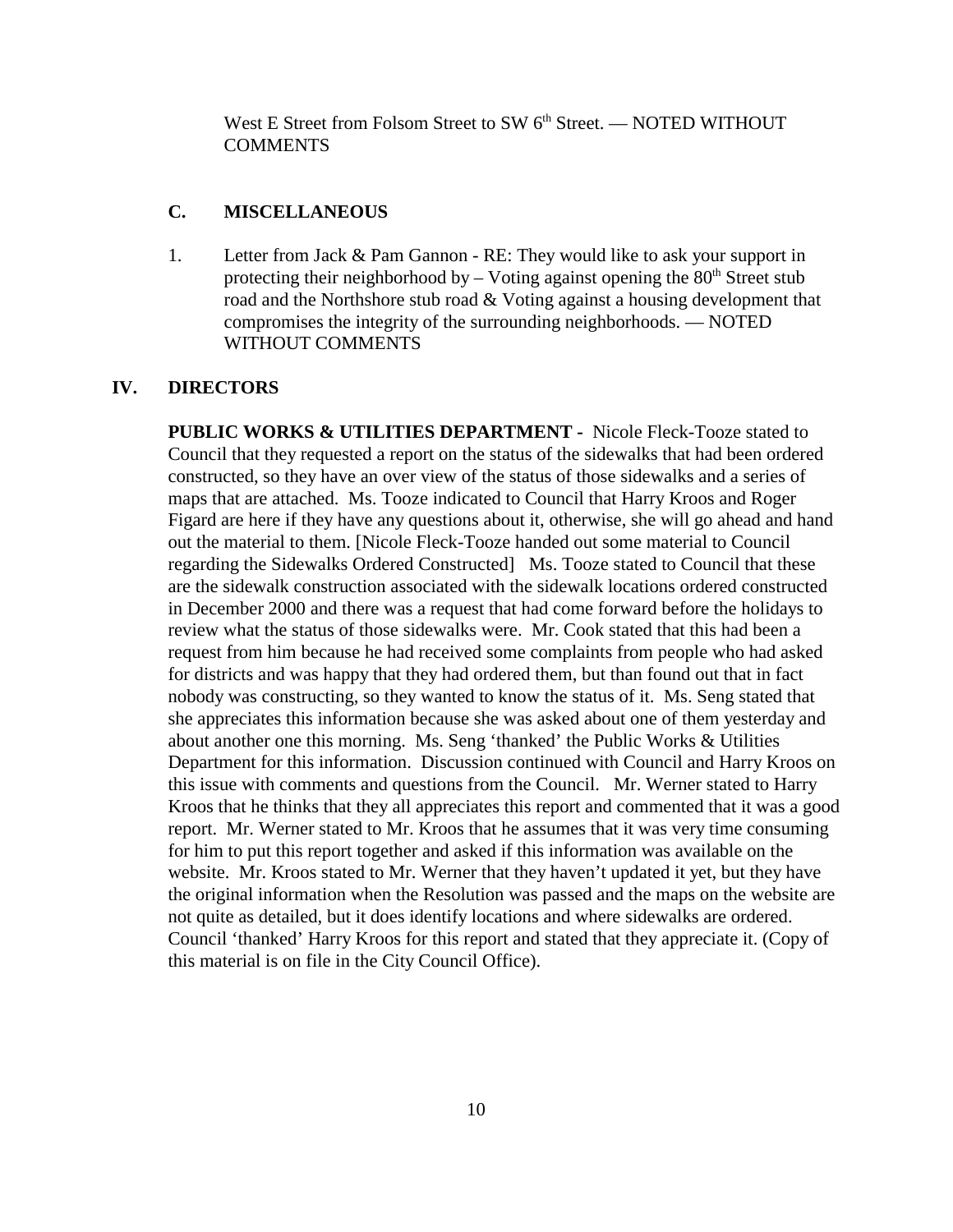West E Street from Folsom Street to SW 6th Street. — NOTED WITHOUT COMMENTS

### C. MISCELLANEOUS

1. Letter from Jack & Pam Gannon - RE: They would like to ask your support in protecting their neighborhood by – Voting against opening the 80th Street stub road and the Northshore stub road & Voting against a housing development that compromises the integrity of the surrounding neighborhoods. — NOTED WITHOUT COMMENTS

## IV. DIRECTORS

**PUBLIC WORKS & UTILITIES DEPARTMENT -** Nicole Fleck-Tooze stated to Council that they requested a report on the status of the sidewalks that had been ordered constructed, so they have an over view of the status of those sidewalks and a series of maps that are attached. Ms. Tooze indicated to Council that Harry Kroos and Roger Figard are here if they have any questions about it, otherwise, she will go ahead and hand out the material to them. [Nicole Fleck-Tooze handed out some material to Council regarding the Sidewalks Ordered Constructed] Ms. Tooze stated to Council that these are the sidewalk construction associated with the sidewalk locations ordered constructed in December 2000 and there was a request that had come forward before the holidays to review what the status of those sidewalks were. Mr. Cook stated that this had been a request from him because he had received some complaints from people who had asked for districts and was happy that they had ordered them, but than found out that in fact nobody was constructing, so they wanted to know the status of it. Ms. Seng stated that she appreciates this information because she was asked about one of them yesterday and about another one this morning. Ms. Seng 'thanked' the Public Works & Utilities Department for this information. Discussion continued with Council and Harry Kroos on this issue with comments and questions from the Council. Mr. Werner stated to Harry Kroos that he thinks that they all appreciates this report and commented that it was a good report. Mr. Werner stated to Mr. Kroos that he assumes that it was very time consuming for him to put this report together and asked if this information was available on the website. Mr. Kroos stated to Mr. Werner that they haven't updated it yet, but they have the original information when the Resolution was passed and the maps on the website are not quite as detailed, but it does identify locations and where sidewalks are ordered. Council 'thanked' Harry Kroos for this report and stated that they appreciate it. (Copy of this material is on file in the City Council Office).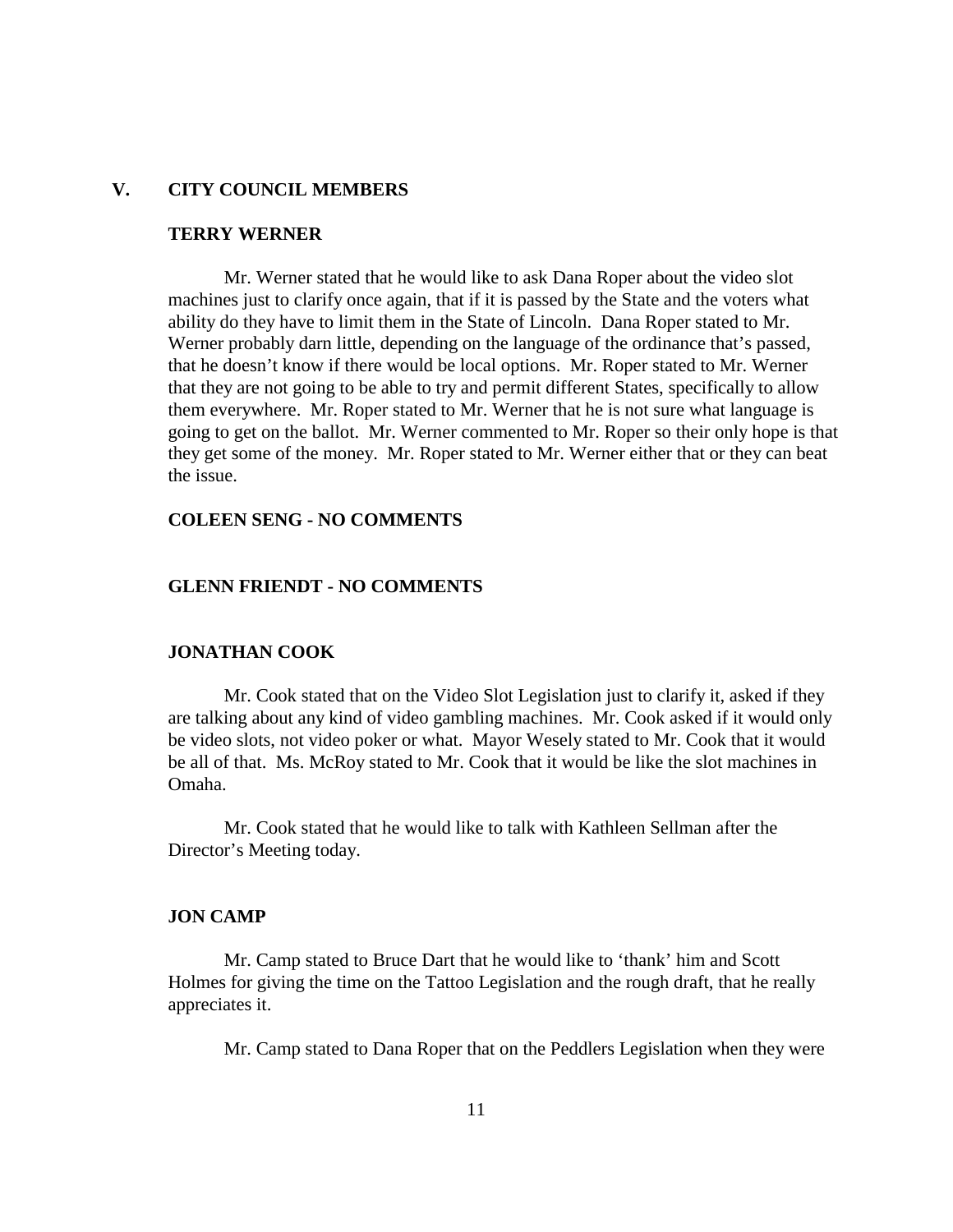## V. CITY COUNCIL MEMBERS

### TERRY WERNER

Mr. Werner stated that he would like to ask Dana Roper about the video slot machines just to clarify once again, that if it is passed by the State and the voters what ability do they have to limit them in the State of Lincoln. Dana Roper stated to Mr. Werner probably darn little, depending on the language of the ordinance that's passed, that he doesn't know if there would be local options. Mr. Roper stated to Mr. Werner that they are not going to be able to try and permit different States, specifically to allow them everywhere. Mr. Roper stated to Mr. Werner that he is not sure what language is going to get on the ballot. Mr. Werner commented to Mr. Roper so their only hope is that they get some of the money. Mr. Roper stated to Mr. Werner either that or they can beat the issue.

### COLEEN SENG - NO COMMENTS

### GLENN FRIENDT - NO COMMENTS

### JONATHAN COOK

Mr. Cook stated that on the Video Slot Legislation just to clarify it, asked if they are talking about any kind of video gambling machines. Mr. Cook asked if it would only be video slots, not video poker or what. Mayor Wesely stated to Mr. Cook that it would be all of that. Ms. McRoy stated to Mr. Cook that it would be like the slot machines in Omaha.

Mr. Cook stated that he would like to talk with Kathleen Sellman after the Director's Meeting today.

### JON CAMP

Mr. Camp stated to Bruce Dart that he would like to 'thank' him and Scott Holmes for giving the time on the Tattoo Legislation and the rough draft, that he really appreciates it.

Mr. Camp stated to Dana Roper that on the Peddlers Legislation when they were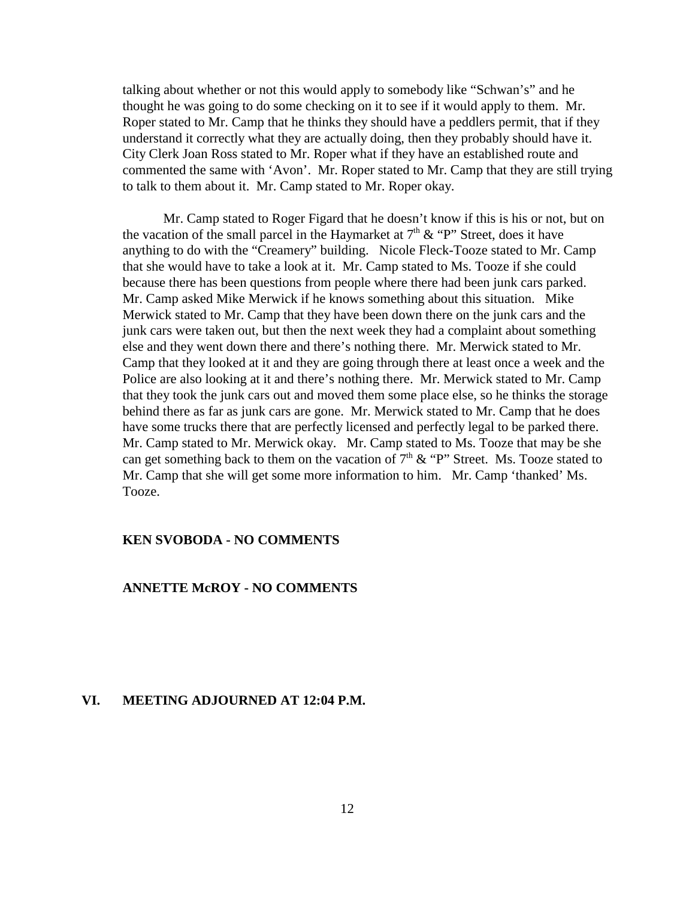talking about whether or not this would apply to somebody like "Schwan's" and he thought he was going to do some checking on it to see if it would apply to them. Mr. Roper stated to Mr. Camp that he thinks they should have a peddlers permit, that if they understand it correctly what they are actually doing, then they probably should have it. City Clerk Joan Ross stated to Mr. Roper what if they have an established route and commented the same with 'Avon'. Mr. Roper stated to Mr. Camp that they are still trying to talk to them about it. Mr. Camp stated to Mr. Roper okay.

Mr. Camp stated to Roger Figard that he doesn't know if this is his or not, but on the vacation of the small parcel in the Haymarket at 7th & "P" Street, does it have anything to do with the "Creamery" building. Nicole Fleck-Tooze stated to Mr. Camp that she would have to take a look at it. Mr. Camp stated to Ms. Tooze if she could because there has been questions from people where there had been junk cars parked. Mr. Camp asked Mike Merwick if he knows something about this situation. Mike Merwick stated to Mr. Camp that they have been down there on the junk cars and the junk cars were taken out, but then the next week they had a complaint about something else and they went down there and there's nothing there. Mr. Merwick stated to Mr. Camp that they looked at it and they are going through there at least once a week and the Police are also looking at it and there's nothing there. Mr. Merwick stated to Mr. Camp that they took the junk cars out and moved them some place else, so he thinks the storage behind there as far as junk cars are gone. Mr. Merwick stated to Mr. Camp that he does have some trucks there that are perfectly licensed and perfectly legal to be parked there. Mr. Camp stated to Mr. Merwick okay. Mr. Camp stated to Ms. Tooze that may be she can get something back to them on the vacation of 7th & "P" Street. Ms. Tooze stated to Mr. Camp that she will get some more information to him. Mr. Camp 'thanked' Ms. Tooze.

**KEN SVOBODA - NO COMMENTS**

**ANNETTE McROY - NO COMMENTS**

## VI. MEETING ADJOURNED AT 12:04 P.M.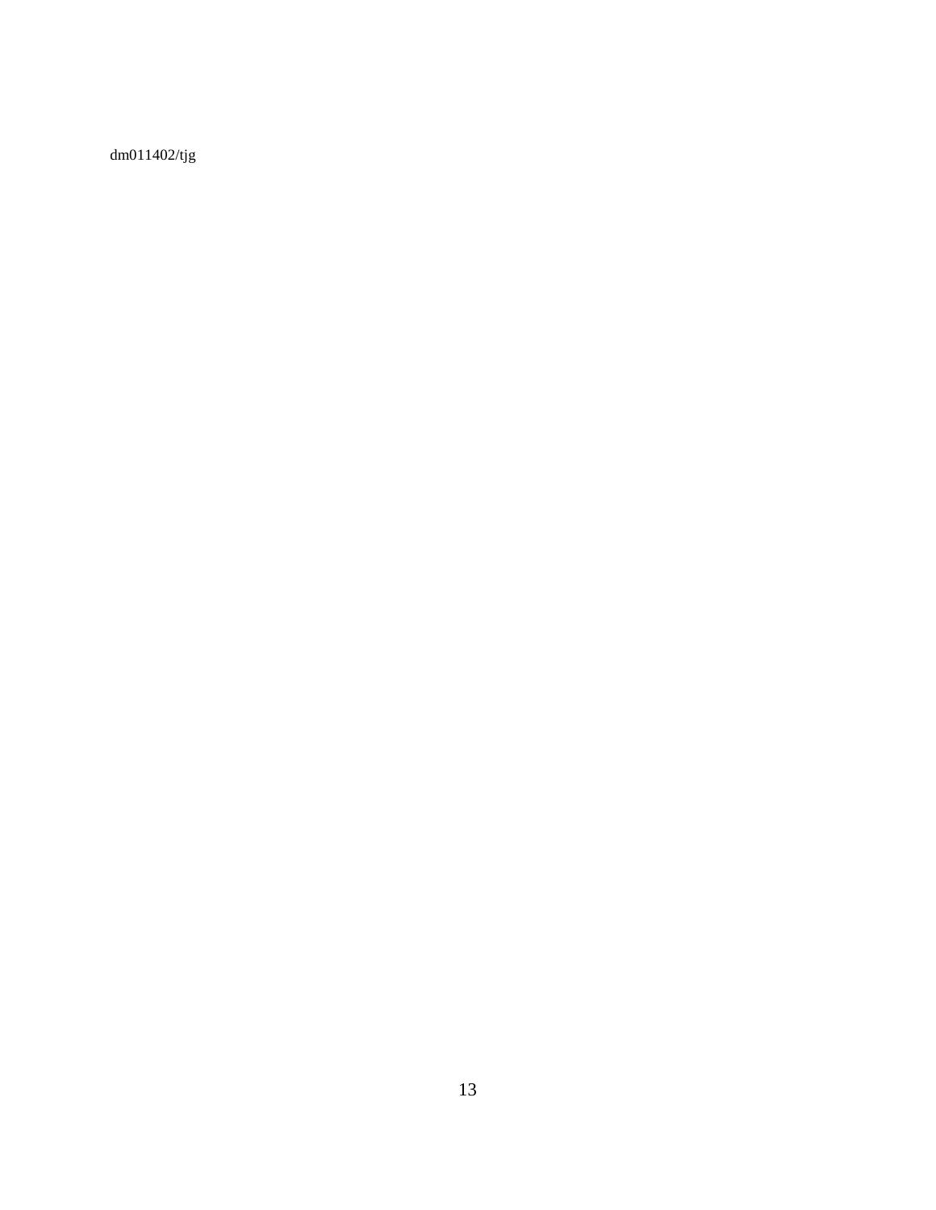dm011402/tjg